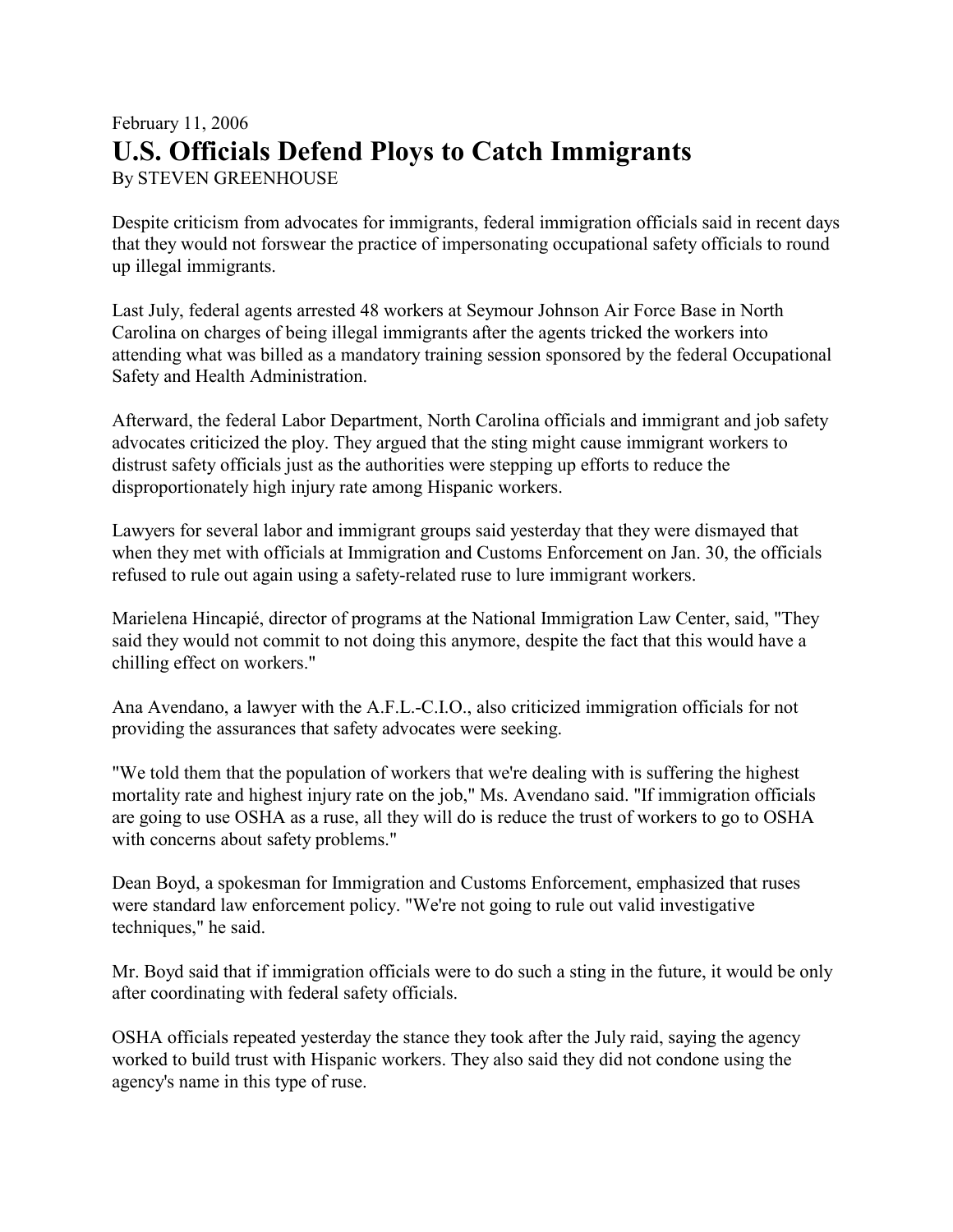February 11, 2006

# U.S. Officials Defend Ploys to Catch Immigrants

By STEVEN GREENHOUSE

Despite criticism from advocates for immigrants, federal immigration officials said in recent days that they would not forswear the practice of impersonating occupational safety officials to round up illegal immigrants.

Last July, federal agents arrested 48 workers at Seymour Johnson Air Force Base in North Carolina on charges of being illegal immigrants after the agents tricked the workers into attending what was billed as a mandatory training session sponsored by the federal Occupational Safety and Health Administration.

Afterward, the federal Labor Department, North Carolina officials and immigrant and job safety advocates criticized the ploy. They argued that the sting might cause immigrant workers to distrust safety officials just as the authorities were stepping up efforts to reduce the disproportionately high injury rate among Hispanic workers.

Lawyers for several labor and immigrant groups said yesterday that they were dismayed that when they met with officials at Immigration and Customs Enforcement on Jan. 30, the officials refused to rule out again using a safety-related ruse to lure immigrant workers.

Marielena Hincapié, director of programs at the National Immigration Law Center, said, "They said they would not commit to not doing this anymore, despite the fact that this would have a chilling effect on workers."

Ana Avendano, a lawyer with the A.F.L.-C.I.O., also criticized immigration officials for not providing the assurances that safety advocates were seeking.

"We told them that the population of workers that we're dealing with is suffering the highest mortality rate and highest injury rate on the job," Ms. Avendano said. "If immigration officials are going to use OSHA as a ruse, all they will do is reduce the trust of workers to go to OSHA with concerns about safety problems."

Dean Boyd, a spokesman for Immigration and Customs Enforcement, emphasized that ruses were standard law enforcement policy. "We're not going to rule out valid investigative techniques," he said.

Mr. Boyd said that if immigration officials were to do such a sting in the future, it would be only after coordinating with federal safety officials.

OSHA officials repeated yesterday the stance they took after the July raid, saying the agency worked to build trust with Hispanic workers. They also said they did not condone using the agency's name in this type of ruse.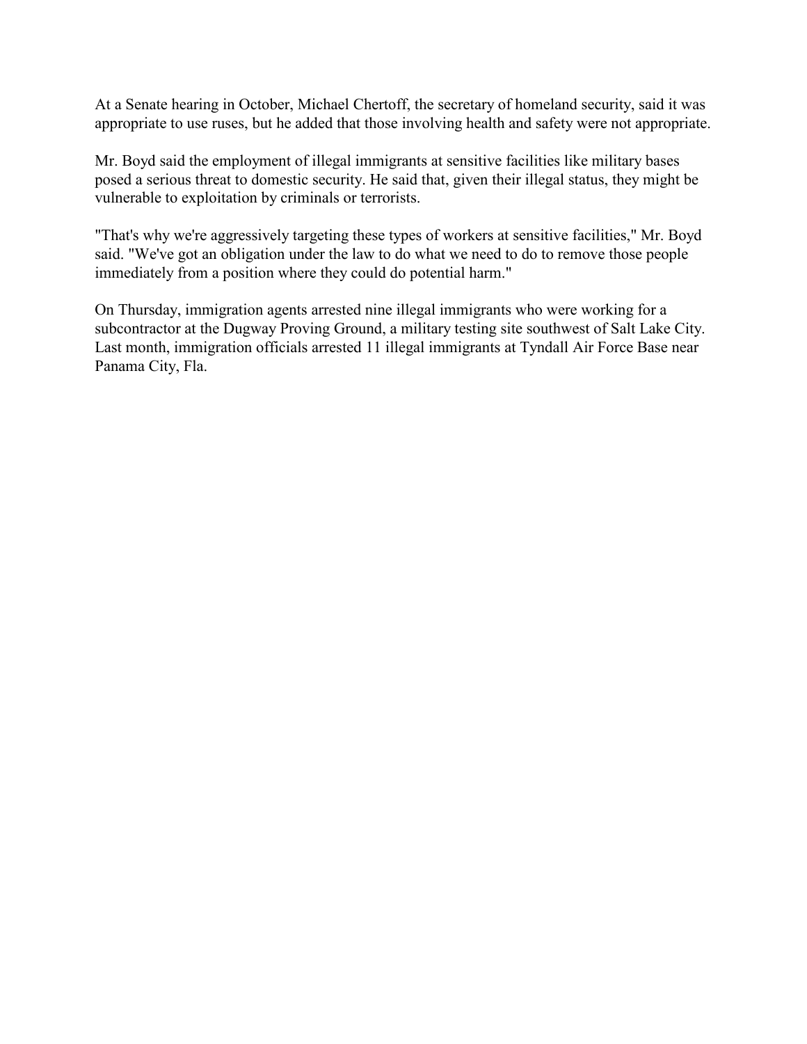At a Senate hearing in October, Michael Chertoff, the secretary of homeland security, said it was appropriate to use ruses, but he added that those involving health and safety were not appropriate.

Mr. Boyd said the employment of illegal immigrants at sensitive facilities like military bases posed a serious threat to domestic security. He said that, given their illegal status, they might be vulnerable to exploitation by criminals or terrorists.

"That's why we're aggressively targeting these types of workers at sensitive facilities," Mr. Boyd said. "We've got an obligation under the law to do what we need to do to remove those people immediately from a position where they could do potential harm."

On Thursday, immigration agents arrested nine illegal immigrants who were working for a subcontractor at the Dugway Proving Ground, a military testing site southwest of Salt Lake City. Last month, immigration officials arrested 11 illegal immigrants at Tyndall Air Force Base near Panama City, Fla.